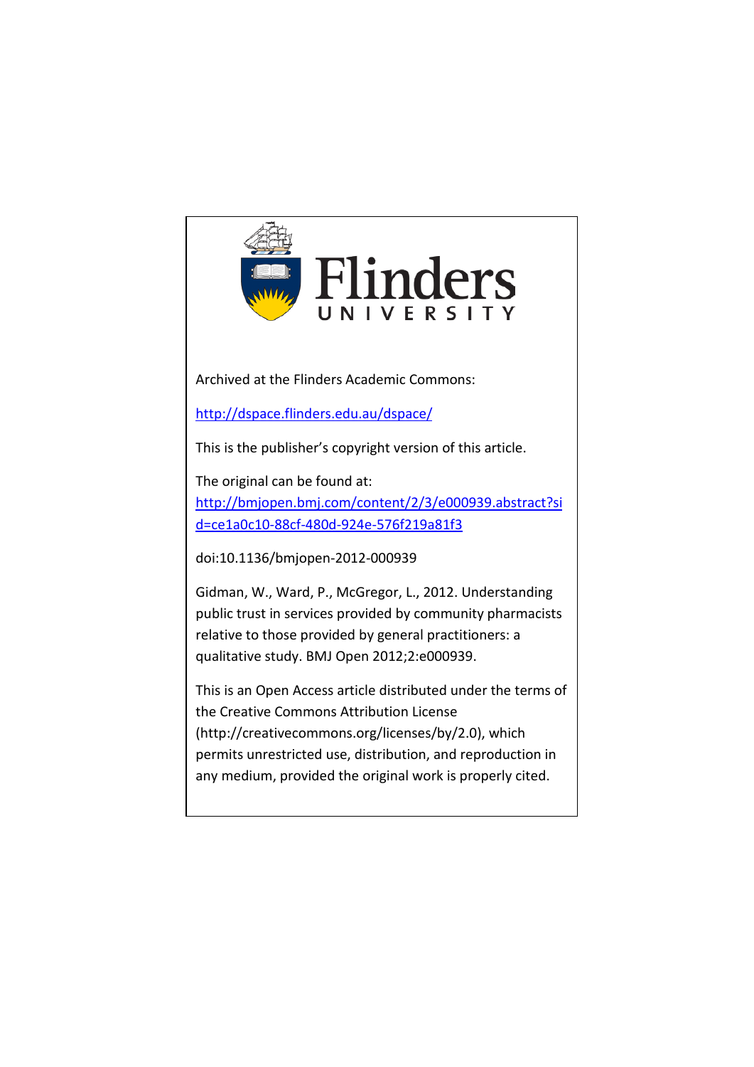Flinders
UNIVERSITY

Archived at the Flinders Academic Commons:

http://dspace.flinders.edu.au/dspace/

This is the publisher's copyright version of this article.

The original can be found at:
http://bmjopen.bmj.com/content/2/3/e000939.abstract?sid=ce1a0c10-88cf-480d-924e-576f219a81f3

doi:10.1136/bmjopen-2012-000939

Gidman, W., Ward, P., McGregor, L., 2012. Understanding public trust in services provided by community pharmacists relative to those provided by general practitioners: a qualitative study. BMJ Open 2012;2:e000939.

This is an Open Access article distributed under the terms of the Creative Commons Attribution License (http://creativecommons.org/licenses/by/2.0), which permits unrestricted use, distribution, and reproduction in any medium, provided the original work is properly cited.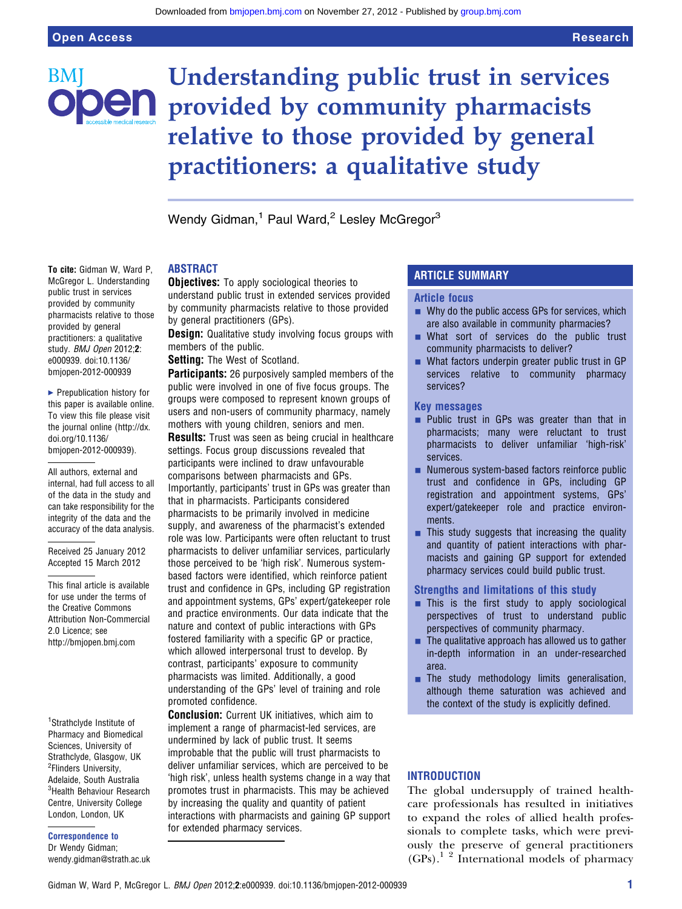# Understanding public trust in services provided by community pharmacists relative to those provided by general practitioners: a qualitative study

Wendy Gidman,[1] Paul Ward,[2] Lesley McGregor[3]

**To cite:** Gidman W, Ward P, McGregor L. Understanding public trust in services provided by community pharmacists relative to those provided by general practitioners: a qualitative study. *BMJ Open* 2012;**2**: e000939. doi:10.1136/bmjopen-2012-000939

▸ Prepublication history for this paper is available online. To view this file please visit the journal online (http://dx.doi.org/10.1136/bmjopen-2012-000939).

All authors, external and internal, had full access to all of the data in the study and can take responsibility for the integrity of the data and the accuracy of the data analysis.

Received 25 January 2012
Accepted 15 March 2012

This final article is available for use under the terms of the Creative Commons Attribution Non-Commercial 2.0 Licence; see http://bmjopen.bmj.com

[1]Strathclyde Institute of Pharmacy and Biomedical Sciences, University of Strathclyde, Glasgow, UK
[2]Flinders University, Adelaide, South Australia
[3]Health Behaviour Research Centre, University College London, London, UK

**Correspondence to**
Dr Wendy Gidman; wendy.gidman@strath.ac.uk

## ABSTRACT

**Objectives:** To apply sociological theories to understand public trust in extended services provided by community pharmacists relative to those provided by general practitioners (GPs).

**Design:** Qualitative study involving focus groups with members of the public.

**Setting:** The West of Scotland.

**Participants:** 26 purposively sampled members of the public were involved in one of five focus groups. The groups were composed to represent known groups of users and non-users of community pharmacy, namely mothers with young children, seniors and men.

**Results:** Trust was seen as being crucial in healthcare settings. Focus group discussions revealed that participants were inclined to draw unfavourable comparisons between pharmacists and GPs. Importantly, participants' trust in GPs was greater than that in pharmacists. Participants considered pharmacists to be primarily involved in medicine supply, and awareness of the pharmacist's extended role was low. Participants were often reluctant to trust pharmacists to deliver unfamiliar services, particularly those perceived to be 'high risk'. Numerous system-based factors were identified, which reinforce patient trust and confidence in GPs, including GP registration and appointment systems, GPs' expert/gatekeeper role and practice environments. Our data indicate that the nature and context of public interactions with GPs fostered familiarity with a specific GP or practice, which allowed interpersonal trust to develop. By contrast, participants' exposure to community pharmacists was limited. Additionally, a good understanding of the GPs' level of training and role promoted confidence.

**Conclusion:** Current UK initiatives, which aim to implement a range of pharmacist-led services, are undermined by lack of public trust. It seems improbable that the public will trust pharmacists to deliver unfamiliar services, which are perceived to be 'high risk', unless health systems change in a way that promotes trust in pharmacists. This may be achieved by increasing the quality and quantity of patient interactions with pharmacists and gaining GP support for extended pharmacy services.

## ARTICLE SUMMARY

### Article focus

- Why do the public access GPs for services, which are also available in community pharmacies?
- What sort of services do the public trust community pharmacists to deliver?
- What factors underpin greater public trust in GP services relative to community pharmacy services?

### Key messages

- Public trust in GPs was greater than that in pharmacists; many were reluctant to trust pharmacists to deliver unfamiliar 'high-risk' services.
- Numerous system-based factors reinforce public trust and confidence in GPs, including GP registration and appointment systems, GPs' expert/gatekeeper role and practice environments.
- This study suggests that increasing the quality and quantity of patient interactions with pharmacists and gaining GP support for extended pharmacy services could build public trust.

### Strengths and limitations of this study

- This is the first study to apply sociological perspectives of trust to understand public perspectives of community pharmacy.
- The qualitative approach has allowed us to gather in-depth information in an under-researched area.
- The study methodology limits generalisation, although theme saturation was achieved and the context of the study is explicitly defined.

## INTRODUCTION

The global undersupply of trained healthcare professionals has resulted in initiatives to expand the roles of allied health professionals to complete tasks, which were previously the preserve of general practitioners (GPs).[1,2] International models of pharmacy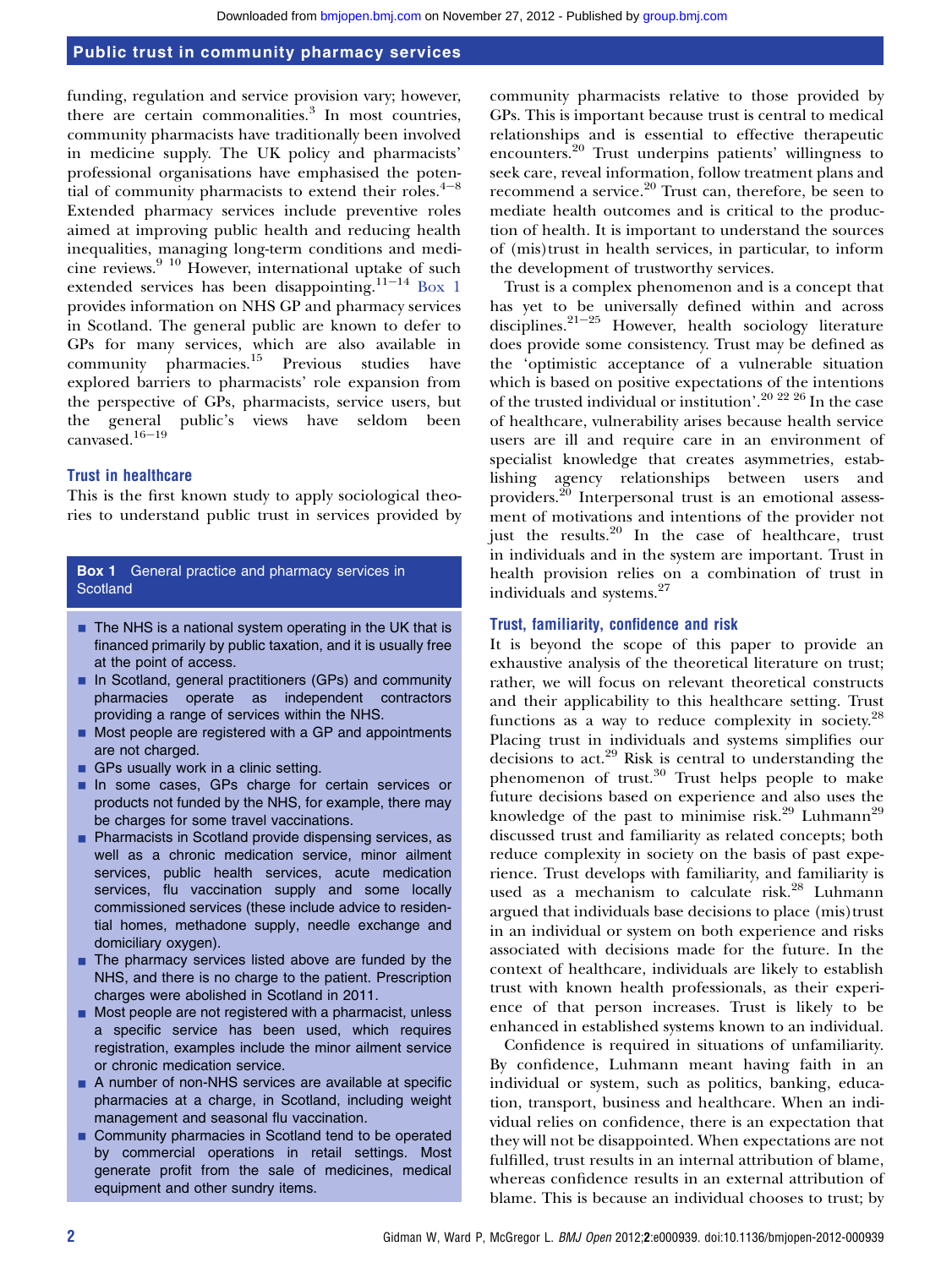funding, regulation and service provision vary; however, there are certain commonalities.[3] In most countries, community pharmacists have traditionally been involved in medicine supply. The UK policy and pharmacists' professional organisations have emphasised the potential of community pharmacists to extend their roles.[4–8] Extended pharmacy services include preventive roles aimed at improving public health and reducing health inequalities, managing long-term conditions and medicine reviews.[9 10] However, international uptake of such extended services has been disappointing.[11–14] Box 1 provides information on NHS GP and pharmacy services in Scotland. The general public are known to defer to GPs for many services, which are also available in community pharmacies.[15] Previous studies have explored barriers to pharmacists' role expansion from the perspective of GPs, pharmacists, service users, but the general public's views have seldom been canvased.[16–19]

### Trust in healthcare

This is the first known study to apply sociological theories to understand public trust in services provided by community pharmacists relative to those provided by GPs. This is important because trust is central to medical relationships and is essential to effective therapeutic encounters.[20] Trust underpins patients' willingness to seek care, reveal information, follow treatment plans and recommend a service.[20] Trust can, therefore, be seen to mediate health outcomes and is critical to the production of health. It is important to understand the sources of (mis)trust in health services, in particular, to inform the development of trustworthy services.

Trust is a complex phenomenon and is a concept that has yet to be universally defined within and across disciplines.[21–25] However, health sociology literature does provide some consistency. Trust may be defined as the 'optimistic acceptance of a vulnerable situation which is based on positive expectations of the intentions of the trusted individual or institution'.[20 22 26] In the case of healthcare, vulnerability arises because health service users are ill and require care in an environment of specialist knowledge that creates asymmetries, establishing agency relationships between users and providers.[20] Interpersonal trust is an emotional assessment of motivations and intentions of the provider not just the results.[20] In the case of healthcare, trust in individuals and in the system are important. Trust in health provision relies on a combination of trust in individuals and systems.[27]

**Box 1** General practice and pharmacy services in Scotland

- The NHS is a national system operating in the UK that is financed primarily by public taxation, and it is usually free at the point of access.
- In Scotland, general practitioners (GPs) and community pharmacies operate as independent contractors providing a range of services within the NHS.
- Most people are registered with a GP and appointments are not charged.
- GPs usually work in a clinic setting.
- In some cases, GPs charge for certain services or products not funded by the NHS, for example, there may be charges for some travel vaccinations.
- Pharmacists in Scotland provide dispensing services, as well as a chronic medication service, minor ailment services, public health services, acute medication services, flu vaccination supply and some locally commissioned services (these include advice to residential homes, methadone supply, needle exchange and domiciliary oxygen).
- The pharmacy services listed above are funded by the NHS, and there is no charge to the patient. Prescription charges were abolished in Scotland in 2011.
- Most people are not registered with a pharmacist, unless a specific service has been used, which requires registration, examples include the minor ailment service or chronic medication service.
- A number of non-NHS services are available at specific pharmacies at a charge, in Scotland, including weight management and seasonal flu vaccination.
- Community pharmacies in Scotland tend to be operated by commercial operations in retail settings. Most generate profit from the sale of medicines, medical equipment and other sundry items.

### Trust, familiarity, confidence and risk

It is beyond the scope of this paper to provide an exhaustive analysis of the theoretical literature on trust; rather, we will focus on relevant theoretical constructs and their applicability to this healthcare setting. Trust functions as a way to reduce complexity in society.[28] Placing trust in individuals and systems simplifies our decisions to act.[29] Risk is central to understanding the phenomenon of trust.[30] Trust helps people to make future decisions based on experience and also uses the knowledge of the past to minimise risk.[29] Luhmann[29] discussed trust and familiarity as related concepts; both reduce complexity in society on the basis of past experience. Trust develops with familiarity, and familiarity is used as a mechanism to calculate risk.[28] Luhmann argued that individuals base decisions to place (mis)trust in an individual or system on both experience and risks associated with decisions made for the future. In the context of healthcare, individuals are likely to establish trust with known health professionals, as their experience of that person increases. Trust is likely to be enhanced in established systems known to an individual.

Confidence is required in situations of unfamiliarity. By confidence, Luhmann meant having faith in an individual or system, such as politics, banking, education, transport, business and healthcare. When an individual relies on confidence, there is an expectation that they will not be disappointed. When expectations are not fulfilled, trust results in an internal attribution of blame, whereas confidence results in an external attribution of blame. This is because an individual chooses to trust; by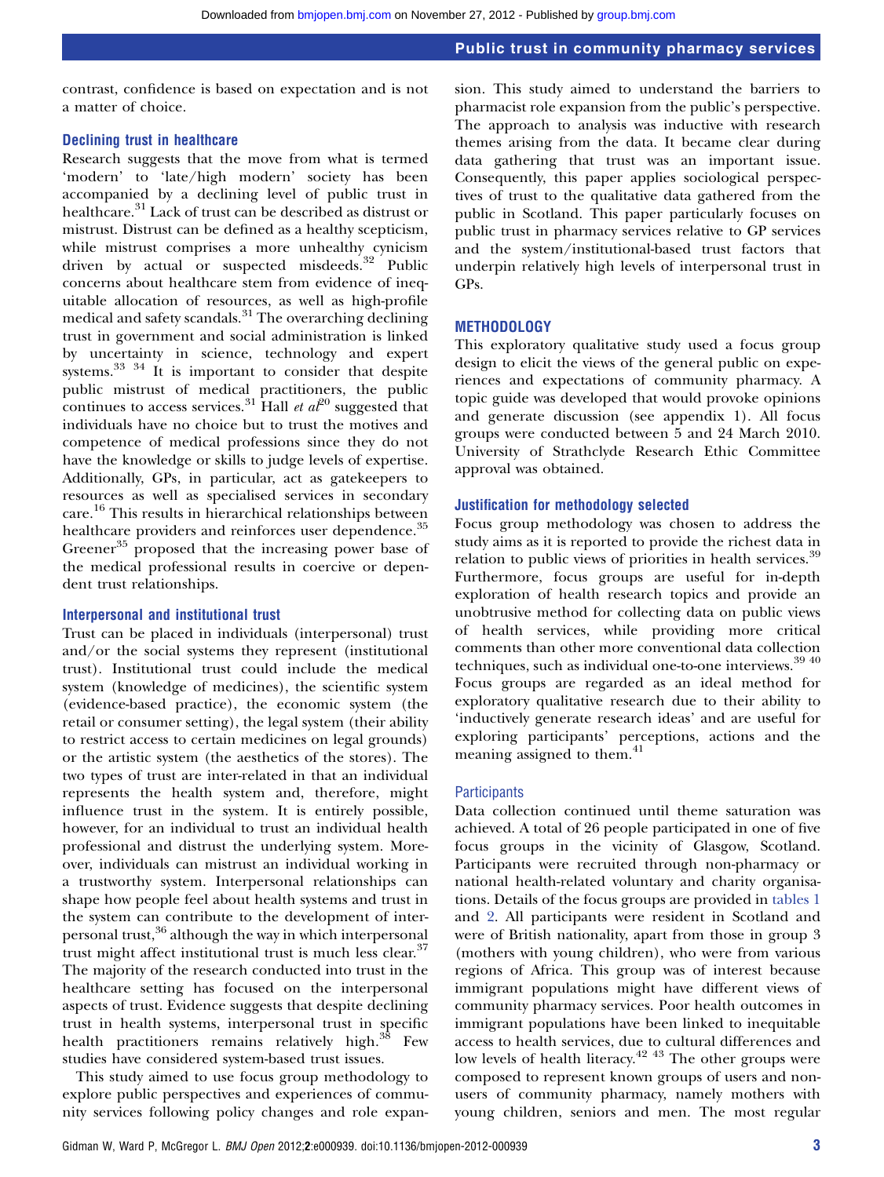contrast, confidence is based on expectation and is not a matter of choice.

### Declining trust in healthcare

Research suggests that the move from what is termed 'modern' to 'late/high modern' society has been accompanied by a declining level of public trust in healthcare.[31] Lack of trust can be described as distrust or mistrust. Distrust can be defined as a healthy scepticism, while mistrust comprises a more unhealthy cynicism driven by actual or suspected misdeeds.[32] Public concerns about healthcare stem from evidence of inequitable allocation of resources, as well as high-profile medical and safety scandals.[31] The overarching declining trust in government and social administration is linked by uncertainty in science, technology and expert systems.[33 34] It is important to consider that despite public mistrust of medical practitioners, the public continues to access services.[31] Hall *et al*[20] suggested that individuals have no choice but to trust the motives and competence of medical professions since they do not have the knowledge or skills to judge levels of expertise. Additionally, GPs, in particular, act as gatekeepers to resources as well as specialised services in secondary care.[16] This results in hierarchical relationships between healthcare providers and reinforces user dependence.[35] Greener[35] proposed that the increasing power base of the medical professional results in coercive or dependent trust relationships.

### Interpersonal and institutional trust

Trust can be placed in individuals (interpersonal) trust and/or the social systems they represent (institutional trust). Institutional trust could include the medical system (knowledge of medicines), the scientific system (evidence-based practice), the economic system (the retail or consumer setting), the legal system (their ability to restrict access to certain medicines on legal grounds) or the artistic system (the aesthetics of the stores). The two types of trust are inter-related in that an individual represents the health system and, therefore, might influence trust in the system. It is entirely possible, however, for an individual to trust an individual health professional and distrust the underlying system. Moreover, individuals can mistrust an individual working in a trustworthy system. Interpersonal relationships can shape how people feel about health systems and trust in the system can contribute to the development of interpersonal trust,[36] although the way in which interpersonal trust might affect institutional trust is much less clear.[37] The majority of the research conducted into trust in the healthcare setting has focused on the interpersonal aspects of trust. Evidence suggests that despite declining trust in health systems, interpersonal trust in specific health practitioners remains relatively high.[38] Few studies have considered system-based trust issues.

This study aimed to use focus group methodology to explore public perspectives and experiences of community services following policy changes and role expansion. This study aimed to understand the barriers to pharmacist role expansion from the public's perspective. The approach to analysis was inductive with research themes arising from the data. It became clear during data gathering that trust was an important issue. Consequently, this paper applies sociological perspectives of trust to the qualitative data gathered from the public in Scotland. This paper particularly focuses on public trust in pharmacy services relative to GP services and the system/institutional-based trust factors that underpin relatively high levels of interpersonal trust in GPs.

## METHODOLOGY

This exploratory qualitative study used a focus group design to elicit the views of the general public on experiences and expectations of community pharmacy. A topic guide was developed that would provoke opinions and generate discussion (see appendix 1). All focus groups were conducted between 5 and 24 March 2010. University of Strathclyde Research Ethic Committee approval was obtained.

### Justification for methodology selected

Focus group methodology was chosen to address the study aims as it is reported to provide the richest data in relation to public views of priorities in health services.[39] Furthermore, focus groups are useful for in-depth exploration of health research topics and provide an unobtrusive method for collecting data on public views of health services, while providing more critical comments than other more conventional data collection techniques, such as individual one-to-one interviews.[39 40] Focus groups are regarded as an ideal method for exploratory qualitative research due to their ability to 'inductively generate research ideas' and are useful for exploring participants' perceptions, actions and the meaning assigned to them.[41]

### Participants

Data collection continued until theme saturation was achieved. A total of 26 people participated in one of five focus groups in the vicinity of Glasgow, Scotland. Participants were recruited through non-pharmacy or national health-related voluntary and charity organisations. Details of the focus groups are provided in tables 1 and 2. All participants were resident in Scotland and were of British nationality, apart from those in group 3 (mothers with young children), who were from various regions of Africa. This group was of interest because immigrant populations might have different views of community pharmacy services. Poor health outcomes in immigrant populations have been linked to inequitable access to health services, due to cultural differences and low levels of health literacy.[42 43] The other groups were composed to represent known groups of users and non-users of community pharmacy, namely mothers with young children, seniors and men. The most regular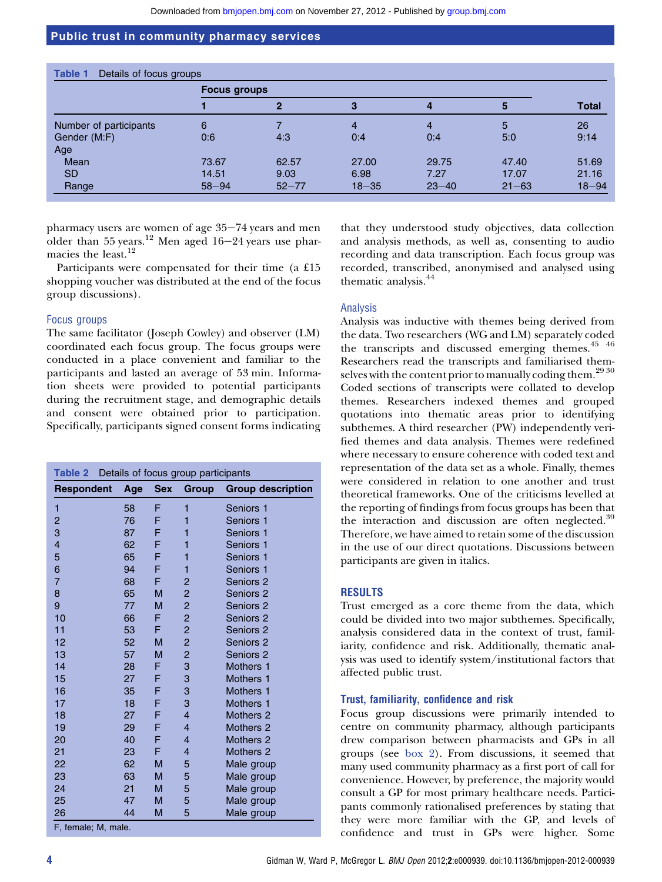Table 1 Details of focus groups

| | Focus groups | | | | | Total |
|---|---|---|---|---|---|---|
| | 1 | 2 | 3 | 4 | 5 | |
| Number of participants | 6 | 7 | 4 | 4 | 5 | 26 |
| Gender (M:F) | 0:6 | 4:3 | 0:4 | 0:4 | 5:0 | 9:14 |
| Age | | | | | | |
| Mean | 73.67 | 62.57 | 27.00 | 29.75 | 47.40 | 51.69 |
| SD | 14.51 | 9.03 | 6.98 | 7.27 | 17.07 | 21.16 |
| Range | 58–94 | 52–77 | 18–35 | 23–40 | 21–63 | 18–94 |

pharmacy users are women of age 35–74 years and men older than 55 years.[12] Men aged 16–24 years use pharmacies the least.[12]

Participants were compensated for their time (a £15 shopping voucher was distributed at the end of the focus group discussions).

### Focus groups

The same facilitator (Joseph Cowley) and observer (LM) coordinated each focus group. The focus groups were conducted in a place convenient and familiar to the participants and lasted an average of 53 min. Information sheets were provided to potential participants during the recruitment stage, and demographic details and consent were obtained prior to participation. Specifically, participants signed consent forms indicating that they understood study objectives, data collection and analysis methods, as well as, consenting to audio recording and data transcription. Each focus group was recorded, transcribed, anonymised and analysed using thematic analysis.[44]

Table 2 Details of focus group participants

| Respondent | Age | Sex | Group | Group description |
|---|---|---|---|---|
| 1 | 58 | F | 1 | Seniors 1 |
| 2 | 76 | F | 1 | Seniors 1 |
| 3 | 87 | F | 1 | Seniors 1 |
| 4 | 62 | F | 1 | Seniors 1 |
| 5 | 65 | F | 1 | Seniors 1 |
| 6 | 94 | F | 1 | Seniors 1 |
| 7 | 68 | F | 2 | Seniors 2 |
| 8 | 65 | M | 2 | Seniors 2 |
| 9 | 77 | M | 2 | Seniors 2 |
| 10 | 66 | F | 2 | Seniors 2 |
| 11 | 53 | F | 2 | Seniors 2 |
| 12 | 52 | M | 2 | Seniors 2 |
| 13 | 57 | M | 2 | Seniors 2 |
| 14 | 28 | F | 3 | Mothers 1 |
| 15 | 27 | F | 3 | Mothers 1 |
| 16 | 35 | F | 3 | Mothers 1 |
| 17 | 18 | F | 3 | Mothers 1 |
| 18 | 27 | F | 4 | Mothers 2 |
| 19 | 29 | F | 4 | Mothers 2 |
| 20 | 40 | F | 4 | Mothers 2 |
| 21 | 23 | F | 4 | Mothers 2 |
| 22 | 62 | M | 5 | Male group |
| 23 | 63 | M | 5 | Male group |
| 24 | 21 | M | 5 | Male group |
| 25 | 47 | M | 5 | Male group |
| 26 | 44 | M | 5 | Male group |

F, female; M, male.

### Analysis

Analysis was inductive with themes being derived from the data. Two researchers (WG and LM) separately coded the transcripts and discussed emerging themes.[45,46] Researchers read the transcripts and familiarised themselves with the content prior to manually coding them.[29,30] Coded sections of transcripts were collated to develop themes. Researchers indexed themes and grouped quotations into thematic areas prior to identifying subthemes. A third researcher (PW) independently verified themes and data analysis. Themes were redefined where necessary to ensure coherence with coded text and representation of the data set as a whole. Finally, themes were considered in relation to one another and trust theoretical frameworks. One of the criticisms levelled at the reporting of findings from focus groups has been that the interaction and discussion are often neglected.[39] Therefore, we have aimed to retain some of the discussion in the use of our direct quotations. Discussions between participants are given in italics.

## RESULTS

Trust emerged as a core theme from the data, which could be divided into two major subthemes. Specifically, analysis considered data in the context of trust, familiarity, confidence and risk. Additionally, thematic analysis was used to identify system/institutional factors that affected public trust.

### Trust, familiarity, confidence and risk

Focus group discussions were primarily intended to centre on community pharmacy, although participants drew comparison between pharmacists and GPs in all groups (see box 2). From discussions, it seemed that many used community pharmacy as a first port of call for convenience. However, by preference, the majority would consult a GP for most primary healthcare needs. Participants commonly rationalised preferences by stating that they were more familiar with the GP, and levels of confidence and trust in GPs were higher. Some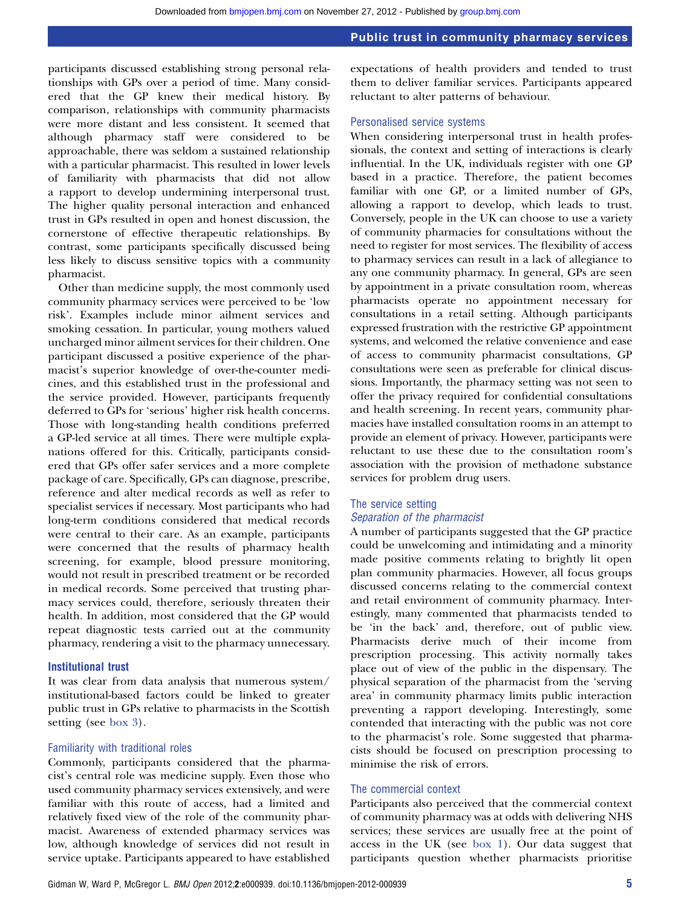participants discussed establishing strong personal relationships with GPs over a period of time. Many considered that the GP knew their medical history. By comparison, relationships with community pharmacists were more distant and less consistent. It seemed that although pharmacy staff were considered to be approachable, there was seldom a sustained relationship with a particular pharmacist. This resulted in lower levels of familiarity with pharmacists that did not allow a rapport to develop undermining interpersonal trust. The higher quality personal interaction and enhanced trust in GPs resulted in open and honest discussion, the cornerstone of effective therapeutic relationships. By contrast, some participants specifically discussed being less likely to discuss sensitive topics with a community pharmacist.

Other than medicine supply, the most commonly used community pharmacy services were perceived to be 'low risk'. Examples include minor ailment services and smoking cessation. In particular, young mothers valued uncharged minor ailment services for their children. One participant discussed a positive experience of the pharmacist's superior knowledge of over-the-counter medicines, and this established trust in the professional and the service provided. However, participants frequently deferred to GPs for 'serious' higher risk health concerns. Those with long-standing health conditions preferred a GP-led service at all times. There were multiple explanations offered for this. Critically, participants considered that GPs offer safer services and a more complete package of care. Specifically, GPs can diagnose, prescribe, reference and alter medical records as well as refer to specialist services if necessary. Most participants who had long-term conditions considered that medical records were central to their care. As an example, participants were concerned that the results of pharmacy health screening, for example, blood pressure monitoring, would not result in prescribed treatment or be recorded in medical records. Some perceived that trusting pharmacy services could, therefore, seriously threaten their health. In addition, most considered that the GP would repeat diagnostic tests carried out at the community pharmacy, rendering a visit to the pharmacy unnecessary.

### Institutional trust

It was clear from data analysis that numerous system/institutional-based factors could be linked to greater public trust in GPs relative to pharmacists in the Scottish setting (see box 3).

#### Familiarity with traditional roles

Commonly, participants considered that the pharmacist's central role was medicine supply. Even those who used community pharmacy services extensively, and were familiar with this route of access, had a limited and relatively fixed view of the role of the community pharmacist. Awareness of extended pharmacy services was low, although knowledge of services did not result in service uptake. Participants appeared to have established expectations of health providers and tended to trust them to deliver familiar services. Participants appeared reluctant to alter patterns of behaviour.

#### Personalised service systems

When considering interpersonal trust in health professionals, the context and setting of interactions is clearly influential. In the UK, individuals register with one GP based in a practice. Therefore, the patient becomes familiar with one GP, or a limited number of GPs, allowing a rapport to develop, which leads to trust. Conversely, people in the UK can choose to use a variety of community pharmacies for consultations without the need to register for most services. The flexibility of access to pharmacy services can result in a lack of allegiance to any one community pharmacy. In general, GPs are seen by appointment in a private consultation room, whereas pharmacists operate no appointment necessary for consultations in a retail setting. Although participants expressed frustration with the restrictive GP appointment systems, and welcomed the relative convenience and ease of access to community pharmacist consultations, GP consultations were seen as preferable for clinical discussions. Importantly, the pharmacy setting was not seen to offer the privacy required for confidential consultations and health screening. In recent years, community pharmacies have installed consultation rooms in an attempt to provide an element of privacy. However, participants were reluctant to use these due to the consultation room's association with the provision of methadone substance services for problem drug users.

#### The service setting

##### *Separation of the pharmacist*

A number of participants suggested that the GP practice could be unwelcoming and intimidating and a minority made positive comments relating to brightly lit open plan community pharmacies. However, all focus groups discussed concerns relating to the commercial context and retail environment of community pharmacy. Interestingly, many commented that pharmacists tended to be 'in the back' and, therefore, out of public view. Pharmacists derive much of their income from prescription processing. This activity normally takes place out of view of the public in the dispensary. The physical separation of the pharmacist from the 'serving area' in community pharmacy limits public interaction preventing a rapport developing. Interestingly, some contended that interacting with the public was not core to the pharmacist's role. Some suggested that pharmacists should be focused on prescription processing to minimise the risk of errors.

#### The commercial context

Participants also perceived that the commercial context of community pharmacy was at odds with delivering NHS services; these services are usually free at the point of access in the UK (see box 1). Our data suggest that participants question whether pharmacists prioritise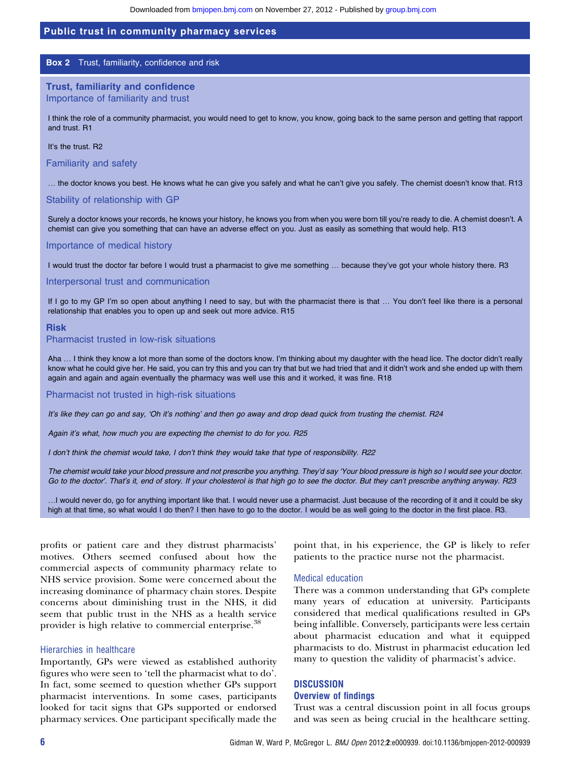**Box 2** Trust, familiarity, confidence and risk

**Trust, familiarity and confidence**

Importance of familiarity and trust

I think the role of a community pharmacist, you would need to get to know, you know, going back to the same person and getting that rapport and trust. R1

It's the trust. R2

Familiarity and safety

… the doctor knows you best. He knows what he can give you safely and what he can't give you safely. The chemist doesn't know that. R13

Stability of relationship with GP

Surely a doctor knows your records, he knows your history, he knows you from when you were born till you're ready to die. A chemist doesn't. A chemist can give you something that can have an adverse effect on you. Just as easily as something that would help. R13

Importance of medical history

I would trust the doctor far before I would trust a pharmacist to give me something … because they've got your whole history there. R3

Interpersonal trust and communication

If I go to my GP I'm so open about anything I need to say, but with the pharmacist there is that … You don't feel like there is a personal relationship that enables you to open up and seek out more advice. R15

**Risk**

Pharmacist trusted in low-risk situations

Aha … I think they know a lot more than some of the doctors know. I'm thinking about my daughter with the head lice. The doctor didn't really know what he could give her. He said, you can try this and you can try that but we had tried that and it didn't work and she ended up with them again and again and again eventually the pharmacy was well use this and it worked, it was fine. R18

Pharmacist not trusted in high-risk situations

*It's like they can go and say, 'Oh it's nothing' and then go away and drop dead quick from trusting the chemist. R24*

*Again it's what, how much you are expecting the chemist to do for you. R25*

*I don't think the chemist would take, I don't think they would take that type of responsibility. R22*

*The chemist would take your blood pressure and not prescribe you anything. They'd say 'Your blood pressure is high so I would see your doctor. Go to the doctor'. That's it, end of story. If your cholesterol is that high go to see the doctor. But they can't prescribe anything anyway. R23*

…I would never do, go for anything important like that. I would never use a pharmacist. Just because of the recording of it and it could be sky high at that time, so what would I do then? I then have to go to the doctor. I would be as well going to the doctor in the first place. R3.

profits or patient care and they distrust pharmacists' motives. Others seemed confused about how the commercial aspects of community pharmacy relate to NHS service provision. Some were concerned about the increasing dominance of pharmacy chain stores. Despite concerns about diminishing trust in the NHS, it did seem that public trust in the NHS as a health service provider is high relative to commercial enterprise.[38]

### Hierarchies in healthcare

Importantly, GPs were viewed as established authority figures who were seen to 'tell the pharmacist what to do'. In fact, some seemed to question whether GPs support pharmacist interventions. In some cases, participants looked for tacit signs that GPs supported or endorsed pharmacy services. One participant specifically made the point that, in his experience, the GP is likely to refer patients to the practice nurse not the pharmacist.

### Medical education

There was a common understanding that GPs complete many years of education at university. Participants considered that medical qualifications resulted in GPs being infallible. Conversely, participants were less certain about pharmacist education and what it equipped pharmacists to do. Mistrust in pharmacist education led many to question the validity of pharmacist's advice.

## DISCUSSION

### Overview of findings

Trust was a central discussion point in all focus groups and was seen as being crucial in the healthcare setting.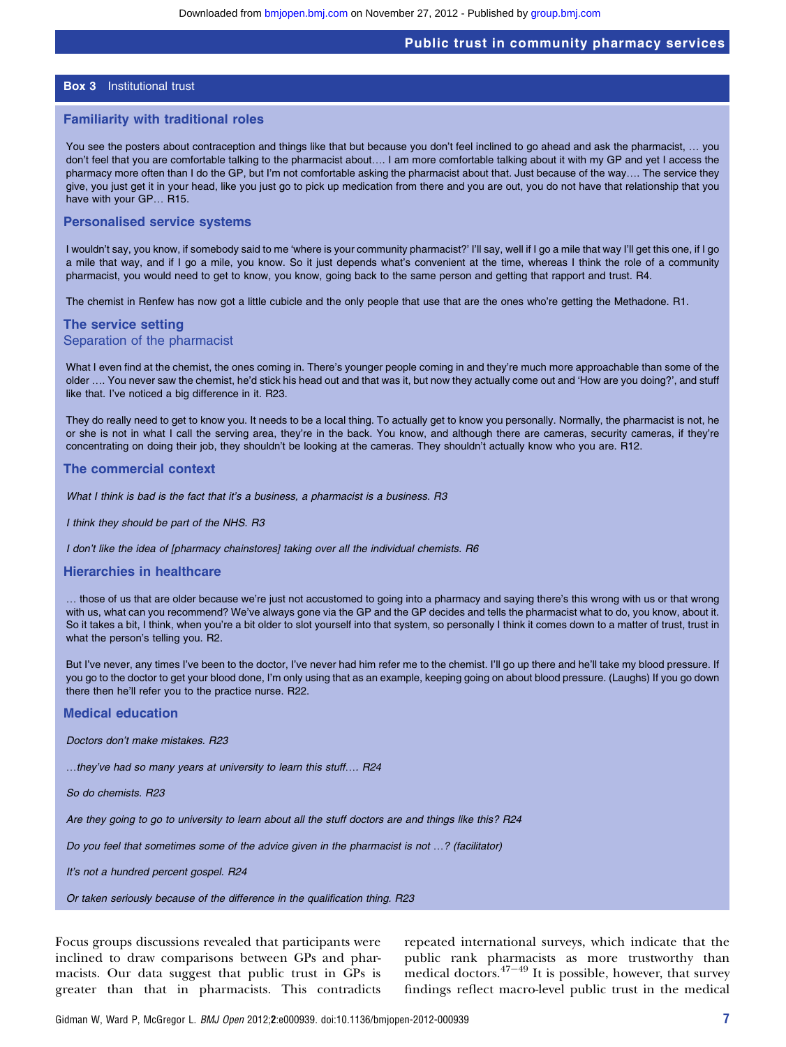**Box 3** Institutional trust

### Familiarity with traditional roles

You see the posters about contraception and things like that but because you don't feel inclined to go ahead and ask the pharmacist, … you don't feel that you are comfortable talking to the pharmacist about…. I am more comfortable talking about it with my GP and yet I access the pharmacy more often than I do the GP, but I'm not comfortable asking the pharmacist about that. Just because of the way…. The service they give, you just get it in your head, like you just go to pick up medication from there and you are out, you do not have that relationship that you have with your GP… R15.

### Personalised service systems

I wouldn't say, you know, if somebody said to me 'where is your community pharmacist?' I'll say, well if I go a mile that way I'll get this one, if I go a mile that way, and if I go a mile, you know. So it just depends what's convenient at the time, whereas I think the role of a community pharmacist, you would need to get to know, you know, going back to the same person and getting that rapport and trust. R4.

The chemist in Renfew has now got a little cubicle and the only people that use that are the ones who're getting the Methadone. R1.

### The service setting

#### Separation of the pharmacist

What I even find at the chemist, the ones coming in. There's younger people coming in and they're much more approachable than some of the older …. You never saw the chemist, he'd stick his head out and that was it, but now they actually come out and 'How are you doing?', and stuff like that. I've noticed a big difference in it. R23.

They do really need to get to know you. It needs to be a local thing. To actually get to know you personally. Normally, the pharmacist is not, he or she is not in what I call the serving area, they're in the back. You know, and although there are cameras, security cameras, if they're concentrating on doing their job, they shouldn't be looking at the cameras. They shouldn't actually know who you are. R12.

### The commercial context

*What I think is bad is the fact that it's a business, a pharmacist is a business. R3*

*I think they should be part of the NHS. R3*

*I don't like the idea of [pharmacy chainstores] taking over all the individual chemists. R6*

### Hierarchies in healthcare

… those of us that are older because we're just not accustomed to going into a pharmacy and saying there's this wrong with us or that wrong with us, what can you recommend? We've always gone via the GP and the GP decides and tells the pharmacist what to do, you know, about it. So it takes a bit, I think, when you're a bit older to slot yourself into that system, so personally I think it comes down to a matter of trust, trust in what the person's telling you. R2.

But I've never, any times I've been to the doctor, I've never had him refer me to the chemist. I'll go up there and he'll take my blood pressure. If you go to the doctor to get your blood done, I'm only using that as an example, keeping going on about blood pressure. (Laughs) If you go down there then he'll refer you to the practice nurse. R22.

### Medical education

*Doctors don't make mistakes. R23*

*…they've had so many years at university to learn this stuff…. R24*

*So do chemists. R23*

*Are they going to go to university to learn about all the stuff doctors are and things like this? R24*

*Do you feel that sometimes some of the advice given in the pharmacist is not …? (facilitator)*

*It's not a hundred percent gospel. R24*

*Or taken seriously because of the difference in the qualification thing. R23*

Focus groups discussions revealed that participants were inclined to draw comparisons between GPs and pharmacists. Our data suggest that public trust in GPs is greater than that in pharmacists. This contradicts repeated international surveys, which indicate that the public rank pharmacists as more trustworthy than medical doctors.[47–49] It is possible, however, that survey findings reflect macro-level public trust in the medical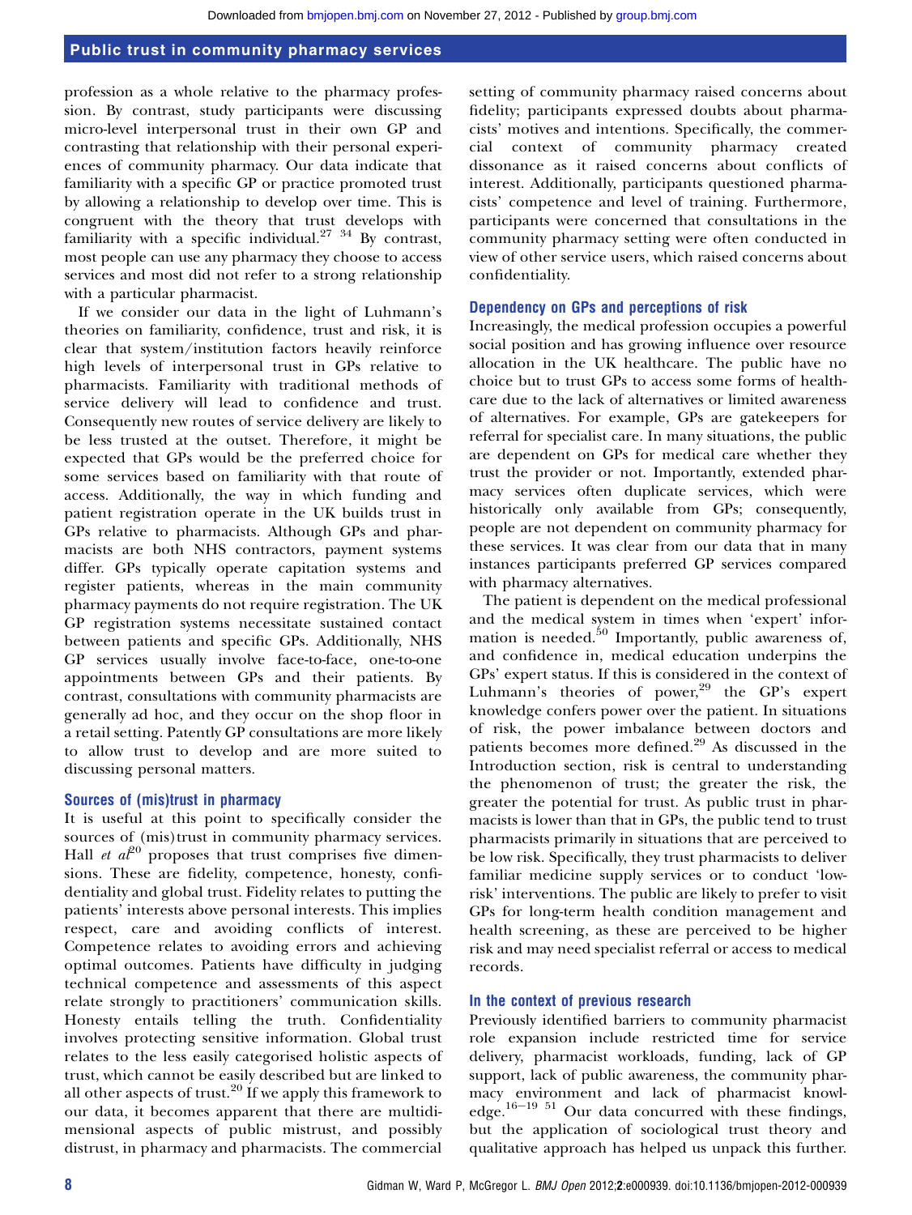profession as a whole relative to the pharmacy profession. By contrast, study participants were discussing micro-level interpersonal trust in their own GP and contrasting that relationship with their personal experiences of community pharmacy. Our data indicate that familiarity with a specific GP or practice promoted trust by allowing a relationship to develop over time. This is congruent with the theory that trust develops with familiarity with a specific individual.[27 34] By contrast, most people can use any pharmacy they choose to access services and most did not refer to a strong relationship with a particular pharmacist.

If we consider our data in the light of Luhmann's theories on familiarity, confidence, trust and risk, it is clear that system/institution factors heavily reinforce high levels of interpersonal trust in GPs relative to pharmacists. Familiarity with traditional methods of service delivery will lead to confidence and trust. Consequently new routes of service delivery are likely to be less trusted at the outset. Therefore, it might be expected that GPs would be the preferred choice for some services based on familiarity with that route of access. Additionally, the way in which funding and patient registration operate in the UK builds trust in GPs relative to pharmacists. Although GPs and pharmacists are both NHS contractors, payment systems differ. GPs typically operate capitation systems and register patients, whereas in the main community pharmacy payments do not require registration. The UK GP registration systems necessitate sustained contact between patients and specific GPs. Additionally, NHS GP services usually involve face-to-face, one-to-one appointments between GPs and their patients. By contrast, consultations with community pharmacists are generally ad hoc, and they occur on the shop floor in a retail setting. Patently GP consultations are more likely to allow trust to develop and are more suited to discussing personal matters.

### Sources of (mis)trust in pharmacy

It is useful at this point to specifically consider the sources of (mis)trust in community pharmacy services. Hall *et al*[20] proposes that trust comprises five dimensions. These are fidelity, competence, honesty, confidentiality and global trust. Fidelity relates to putting the patients' interests above personal interests. This implies respect, care and avoiding conflicts of interest. Competence relates to avoiding errors and achieving optimal outcomes. Patients have difficulty in judging technical competence and assessments of this aspect relate strongly to practitioners' communication skills. Honesty entails telling the truth. Confidentiality involves protecting sensitive information. Global trust relates to the less easily categorised holistic aspects of trust, which cannot be easily described but are linked to all other aspects of trust.[20] If we apply this framework to our data, it becomes apparent that there are multidimensional aspects of public mistrust, and possibly distrust, in pharmacy and pharmacists. The commercial setting of community pharmacy raised concerns about fidelity; participants expressed doubts about pharmacists' motives and intentions. Specifically, the commercial context of community pharmacy created dissonance as it raised concerns about conflicts of interest. Additionally, participants questioned pharmacists' competence and level of training. Furthermore, participants were concerned that consultations in the community pharmacy setting were often conducted in view of other service users, which raised concerns about confidentiality.

### Dependency on GPs and perceptions of risk

Increasingly, the medical profession occupies a powerful social position and has growing influence over resource allocation in the UK healthcare. The public have no choice but to trust GPs to access some forms of healthcare due to the lack of alternatives or limited awareness of alternatives. For example, GPs are gatekeepers for referral for specialist care. In many situations, the public are dependent on GPs for medical care whether they trust the provider or not. Importantly, extended pharmacy services often duplicate services, which were historically only available from GPs; consequently, people are not dependent on community pharmacy for these services. It was clear from our data that in many instances participants preferred GP services compared with pharmacy alternatives.

The patient is dependent on the medical professional and the medical system in times when 'expert' information is needed.[50] Importantly, public awareness of, and confidence in, medical education underpins the GPs' expert status. If this is considered in the context of Luhmann's theories of power,[29] the GP's expert knowledge confers power over the patient. In situations of risk, the power imbalance between doctors and patients becomes more defined.[29] As discussed in the Introduction section, risk is central to understanding the phenomenon of trust; the greater the risk, the greater the potential for trust. As public trust in pharmacists is lower than that in GPs, the public tend to trust pharmacists primarily in situations that are perceived to be low risk. Specifically, they trust pharmacists to deliver familiar medicine supply services or to conduct 'low-risk' interventions. The public are likely to prefer to visit GPs for long-term health condition management and health screening, as these are perceived to be higher risk and may need specialist referral or access to medical records.

### In the context of previous research

Previously identified barriers to community pharmacist role expansion include restricted time for service delivery, pharmacist workloads, funding, lack of GP support, lack of public awareness, the community pharmacy environment and lack of pharmacist knowledge.[16–19 51] Our data concurred with these findings, but the application of sociological trust theory and qualitative approach has helped us unpack this further.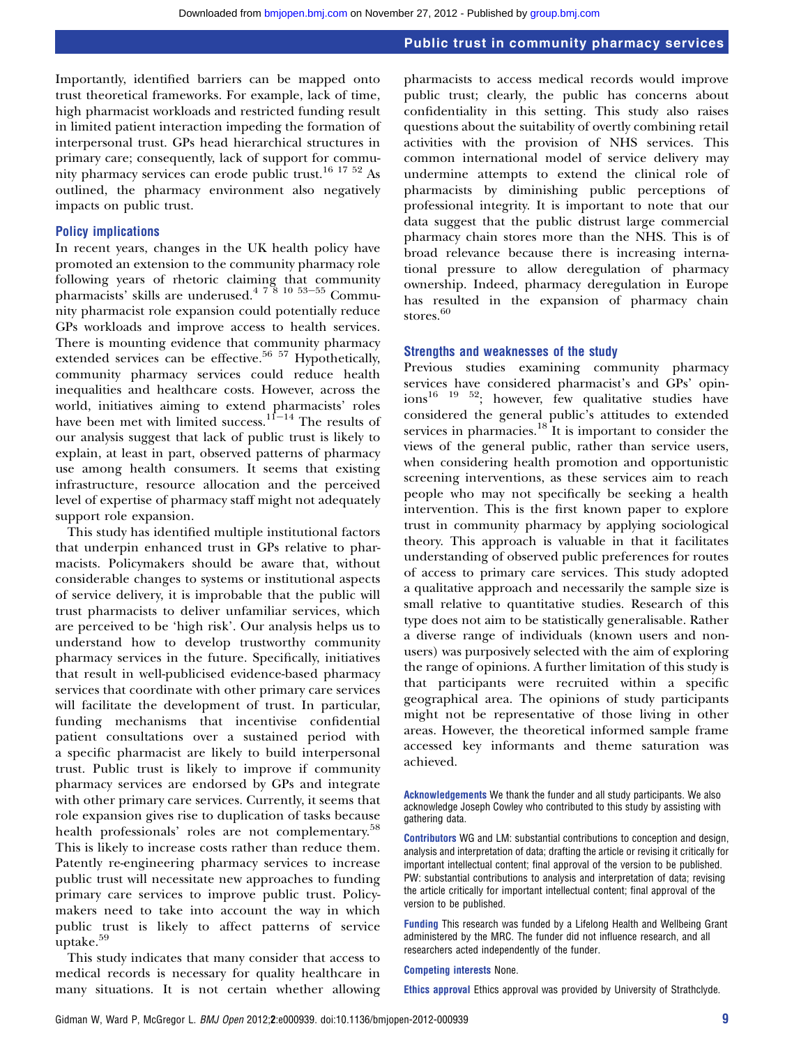Importantly, identified barriers can be mapped onto trust theoretical frameworks. For example, lack of time, high pharmacist workloads and restricted funding result in limited patient interaction impeding the formation of interpersonal trust. GPs head hierarchical structures in primary care; consequently, lack of support for community pharmacy services can erode public trust.[16 17 52] As outlined, the pharmacy environment also negatively impacts on public trust.

### Policy implications

In recent years, changes in the UK health policy have promoted an extension to the community pharmacy role following years of rhetoric claiming that community pharmacists' skills are underused.[4 7 8 10 53–55] Community pharmacist role expansion could potentially reduce GPs workloads and improve access to health services. There is mounting evidence that community pharmacy extended services can be effective.[56 57] Hypothetically, community pharmacy services could reduce health inequalities and healthcare costs. However, across the world, initiatives aiming to extend pharmacists' roles have been met with limited success.[11–14] The results of our analysis suggest that lack of public trust is likely to explain, at least in part, observed patterns of pharmacy use among health consumers. It seems that existing infrastructure, resource allocation and the perceived level of expertise of pharmacy staff might not adequately support role expansion.

This study has identified multiple institutional factors that underpin enhanced trust in GPs relative to pharmacists. Policymakers should be aware that, without considerable changes to systems or institutional aspects of service delivery, it is improbable that the public will trust pharmacists to deliver unfamiliar services, which are perceived to be 'high risk'. Our analysis helps us to understand how to develop trustworthy community pharmacy services in the future. Specifically, initiatives that result in well-publicised evidence-based pharmacy services that coordinate with other primary care services will facilitate the development of trust. In particular, funding mechanisms that incentivise confidential patient consultations over a sustained period with a specific pharmacist are likely to build interpersonal trust. Public trust is likely to improve if community pharmacy services are endorsed by GPs and integrate with other primary care services. Currently, it seems that role expansion gives rise to duplication of tasks because health professionals' roles are not complementary.[58] This is likely to increase costs rather than reduce them. Patently re-engineering pharmacy services to increase public trust will necessitate new approaches to funding primary care services to improve public trust. Policymakers need to take into account the way in which public trust is likely to affect patterns of service uptake.[59]

This study indicates that many consider that access to medical records is necessary for quality healthcare in many situations. It is not certain whether allowing pharmacists to access medical records would improve public trust; clearly, the public has concerns about confidentiality in this setting. This study also raises questions about the suitability of overtly combining retail activities with the provision of NHS services. This common international model of service delivery may undermine attempts to extend the clinical role of pharmacists by diminishing public perceptions of professional integrity. It is important to note that our data suggest that the public distrust large commercial pharmacy chain stores more than the NHS. This is of broad relevance because there is increasing international pressure to allow deregulation of pharmacy ownership. Indeed, pharmacy deregulation in Europe has resulted in the expansion of pharmacy chain stores.[60]

### Strengths and weaknesses of the study

Previous studies examining community pharmacy services have considered pharmacist's and GPs' opinions[16 19 52]; however, few qualitative studies have considered the general public's attitudes to extended services in pharmacies.[18] It is important to consider the views of the general public, rather than service users, when considering health promotion and opportunistic screening interventions, as these services aim to reach people who may not specifically be seeking a health intervention. This is the first known paper to explore trust in community pharmacy by applying sociological theory. This approach is valuable in that it facilitates understanding of observed public preferences for routes of access to primary care services. This study adopted a qualitative approach and necessarily the sample size is small relative to quantitative studies. Research of this type does not aim to be statistically generalisable. Rather a diverse range of individuals (known users and non-users) was purposively selected with the aim of exploring the range of opinions. A further limitation of this study is that participants were recruited within a specific geographical area. The opinions of study participants might not be representative of those living in other areas. However, the theoretical informed sample frame accessed key informants and theme saturation was achieved.

**Acknowledgements** We thank the funder and all study participants. We also acknowledge Joseph Cowley who contributed to this study by assisting with gathering data.

**Contributors** WG and LM: substantial contributions to conception and design, analysis and interpretation of data; drafting the article or revising it critically for important intellectual content; final approval of the version to be published. PW: substantial contributions to analysis and interpretation of data; revising the article critically for important intellectual content; final approval of the version to be published.

**Funding** This research was funded by a Lifelong Health and Wellbeing Grant administered by the MRC. The funder did not influence research, and all researchers acted independently of the funder.

**Competing interests** None.

**Ethics approval** Ethics approval was provided by University of Strathclyde.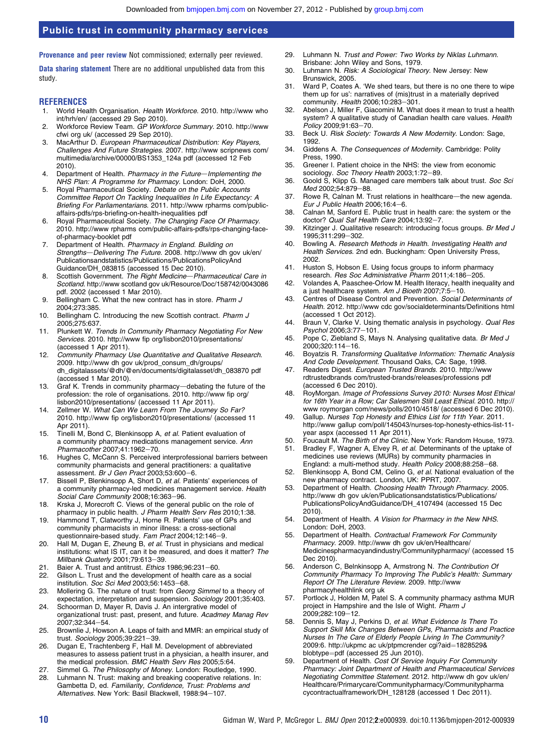**Provenance and peer review** Not commissioned; externally peer reviewed.

**Data sharing statement** There are no additional unpublished data from this study.

## REFERENCES

1. World Health Organisation. *Health Workforce*. 2010. http://www who int/hrh/en/ (accessed 29 Sep 2010).
2. Workforce Review Team. *GP Workforce Summary*. 2010. http://www cfwi org uk/ (accessed 29 Sep 2010).
3. MacArthur D. *European Pharmaceutical Distribution: Key Players, Challenges And Future Strategies*. 2007. http://www scripnews com/ multimedia/archive/00000/BS1353_124a pdf (accessed 12 Feb 2010).
4. Department of Health. *Pharmacy in the Future—Implementing the NHS Plan: A Programme for Pharmacy*. London: DoH, 2000.
5. Royal Pharmaceutical Society. *Debate on the Public Accounts Committee Report On Tackling Inequalities In Life Expectancy: A Briefing For Parliamentarians*. 2011. http://www rpharms com/public-affairs-pdfs/rps-briefing-on-health-inequalities pdf
6. Royal Pharmaceutical Society. *The Changing Face Of Pharmacy*. 2010. http://www rpharms com/public-affairs-pdfs/rps-changing-face-of-pharmacy-booklet pdf
7. Department of Health. *Pharmacy in England. Building on Strengths—Delivering The Future*. 2008. http://www dh gov uk/en/ Publicationsandstatistics/Publications/PublicationsPolicyAnd Guidance/DH_083815 (accessed 15 Dec 2010).
8. Scottish Government. *The Right Medicine—Pharmaceutical Care in Scotland*. http://www scotland gov uk/Resource/Doc/158742/0043086 pdf. 2002 (accessed 1 Mar 2010).
9. Bellingham C. What the new contract has in store. *Pharm J* 2004;273:385.
10. Bellingham C. Introducing the new Scottish contract. *Pharm J* 2005;275:637.
11. Plunkett W. *Trends In Community Pharmacy Negotiating For New Services*. 2010. http://www fip org/lisbon2010/presentations/ (accessed 1 Apr 2011).
12. *Community Pharmacy Use Quantitative and Qualitative Research*. 2009. http://www dh gov uk/prod_consum_dh/groups/ dh_digitalassets/@dh/@en/documents/digitalasset/dh_083870 pdf (accessed 1 Mar 2010).
13. Graf K. Trends in community pharmacy—debating the future of the profession: the role of organisations. 2010. http://www fip org/ lisbon2010/presentations/ (accessed 11 Apr 2011).
14. Zellmer W. *What Can We Learn From The Journey So Far?* 2010. http://www fip org/lisbon2010/presentations/ (accessed 11 Apr 2011).
15. Tinelli M, Bond C, Blenkinsopp A, *et al*. Patient evaluation of a community pharmacy medications management service. *Ann Pharmacother* 2007;41:1962−70.
16. Hughes C, McCann S. Perceived interprofessional barriers between community pharmacists and general practitioners: a qualitative assessment. *Br J Gen Pract* 2003;53:600−6.
17. Bissell P, Blenkinsopp A, Short D, *et al*. Patients' experiences of a community pharmacy-led medicines management service. *Health Social Care Community* 2008;16:363−96.
18. Krska J, Morecroft C. Views of the general public on the role of pharmacy in public health. *J Pharm Health Serv Res* 2010;1:38.
19. Hammond T, Clatworthy J, Horne R. Patients' use of GPs and community pharmacists in minor illness: a cross-sectional questionnaire-based study. *Fam Pract* 2004;12:146−9.
20. Hall M, Dugan E, Zheung B, *et al*. Trust in physicians and medical institutions: what IS IT, can it be measured, and does it matter? *The Millbank Quaterly* 2001;79:613−39.
21. Baier A. Trust and antitrust. *Ethics* 1986;96:231−60.
22. Gilson L. Trust and the development of health care as a social institution. *Soc Sci Med* 2003;56:1453−68.
23. Mollering G. The nature of trust: from *Georg Simmel* to a theory of expectation, interpretation and suspension. *Sociology* 2001;35:403.
24. Schoorman D, Mayer R, Davis J. An intergrative model of organizational trust: past, present, and future. *Acadmey Manag Rev* 2007;32:344−54.
25. Brownlie J, Howson A. Leaps of faith and MMR: an empirical study of trust. *Sociology* 2005;39:221−39.
26. Dugan E, Trachtenberg F, Hall M. Development of abbreviated measures to assess patient trust in a physician, a health insurer, and the medical profession. *BMC Health Serv Res* 2005;5:64.
27. Simmel G. *The Philosophy of Money*. London: Routledge, 1990.
28. Luhmann N. Trust: making and breaking cooperative relations. In: Gambetta D, ed. *Familiarity, Confidence, Trust: Problems and Alternatives*. New York: Basil Blackwell, 1988:94−107.
29. Luhmann N. *Trust and Power: Two Works by Niklas Luhmann*. Brisbane: John Wiley and Sons, 1979.
30. Luhmann N. *Risk: A Sociological Theory*. New Jersey: New Brunswick, 2005.
31. Ward P, Coates A. 'We shed tears, but there is no one there to wipe them up for us': narratives of (mis)trust in a materially deprived community. *Health* 2006;10:283−301.
32. Abelson J, Miller F, Giacomini M. What does it mean to trust a health system? A qualitative study of Canadian health care values. *Health Policy* 2009;91:63−70.
33. Beck U. *Risk Society: Towards A New Modernity*. London: Sage, 1992.
34. Giddens A. *The Consequences of Modernity*. Cambridge: Polity Press, 1990.
35. Greener I. Patient choice in the NHS: the view from economic sociology. *Soc Theory Health* 2003;1:72−89.
36. Goold S, Klipp G. Managed care members talk about trust. *Soc Sci Med* 2002;54:879−88.
37. Rowe R, Calnan M. Trust relations in healthcare—the new agenda. *Eur J Public Health* 2006;16:4−6.
38. Calnan M, Sanford E. Public trust in health care: the system or the doctor? *Qual Saf Health Care* 2004;13:92−7.
39. Kitzinger J. Qualitative research: introducing focus groups. *Br Med J* 1995;311:299−302.
40. Bowling A. *Research Methods in Health. Investigating Health and Health Services*. 2nd edn. Buckingham: Open University Press, 2002.
41. Huston S, Hobson E. Using focus groups to inform pharmacy research. *Res Soc Administrative Pharm* 2011;4:186−205.
42. Volandes A, Paasche-Orlow M. Health literacy, health inequality and a just healthcare system. *Am J Bioeth* 2007;7:5−10.
43. Centres of Disease Control and Prevention. *Social Determinants of Health*. 2012. http://www cdc gov/socialdeterminants/Definitions html (accessed 1 Oct 2012).
44. Braun V, Clarke V. Using thematic analysis in psychology. *Qual Res Psychol* 2006;3:77−101.
45. Pope C, Ziebland S, Mays N. Analysing qualitative data. *Br Med J* 2000;320:114−16.
46. Boyatzis R. *Transforming Qualitative Information: Thematic Analysis And Code Development*. Thousand Oaks, CA: Sage, 1998.
47. Readers Digest. *European Trusted Brands*. 2010. http://www rdtrustedbrands com/trusted-brands/releases/professions pdf (accessed 6 Dec 2010).
48. RoyMorgan. *Image of Professions Survey 2010: Nurses Most Ethical for 16th Year in a Row; Car Salesmen Still Least Ethical*. 2010. http:// www roymorgan com/news/polls/2010/4518/ (accessed 6 Dec 2010).
49. Gallup. *Nurses Top Honesty and Ethics List for 11th Year*. 2011. http://www gallup com/poll/145043/nurses-top-honesty-ethics-list-11-year aspx (accessed 11 Apr 2011).
50. Foucault M. *The Birth of the Clinic*. New York: Random House, 1973.
51. Bradley F, Wagner A, Elvey R, *et al*. Determinants of the uptake of medicines use reviews (MURs) by community pharmacies in England: a multi-method study. *Health Policy* 2008;88:258−68.
52. Blenkinsopp A, Bond CM, Celino G, *et al*. National evaluation of the new pharmacy contract. London, UK: PPRT, 2007.
53. Department of Health. *Choosing Health Through Pharmacy*. 2005. http://www dh gov uk/en/Publicationsandstatistics/Publications/ PublicationsPolicyAndGuidance/DH_4107494 (accessed 15 Dec 2010).
54. Department of Health. *A Vision for Pharmacy in the New NHS*. London: DoH, 2003.
55. Department of Health. *Contractual Framework For Community Pharmacy*. 2009. http://www dh gov uk/en/Healthcare/ Medicinespharmacyandindustry/Communitypharmacy/ (accessed 15 Dec 2010).
56. Anderson C, Belnkinsopp A, Armstrong N. *The Contribution Of Community Pharmacy To Improving The Public's Health: Summary Report Of The Literature Review*. 2009. http://www pharmacyhealthlink org uk
57. Portlock J, Holden M, Patel S. A community pharmacy asthma MUR project in Hampshire and the Isle of Wight. *Pharm J* 2009;282:109−12.
58. Dennis S, May J, Perkins D, *et al*. *What Evidence Is There To Support Skill Mix Changes Between GPs, Pharmacists and Practice Nurses In The Care of Elderly People Living In The Community?* 2009:6. http://ukpmc ac uk/ptpmcrender cgi?aid=1828529& blobtype=pdf (accessed 25 Jun 2010).
59. Department of Health. *Cost Of Service Inquiry For Community Pharmacy: Joint Department of Health and Pharmaceutical Services Negotiating Committee Statement*. 2012. http://www dh gov uk/en/ Healthcare/Primarycare/Communitypharmacy/Communitypharma cycontractualframework/DH_128128 (accessed 1 Dec 2011).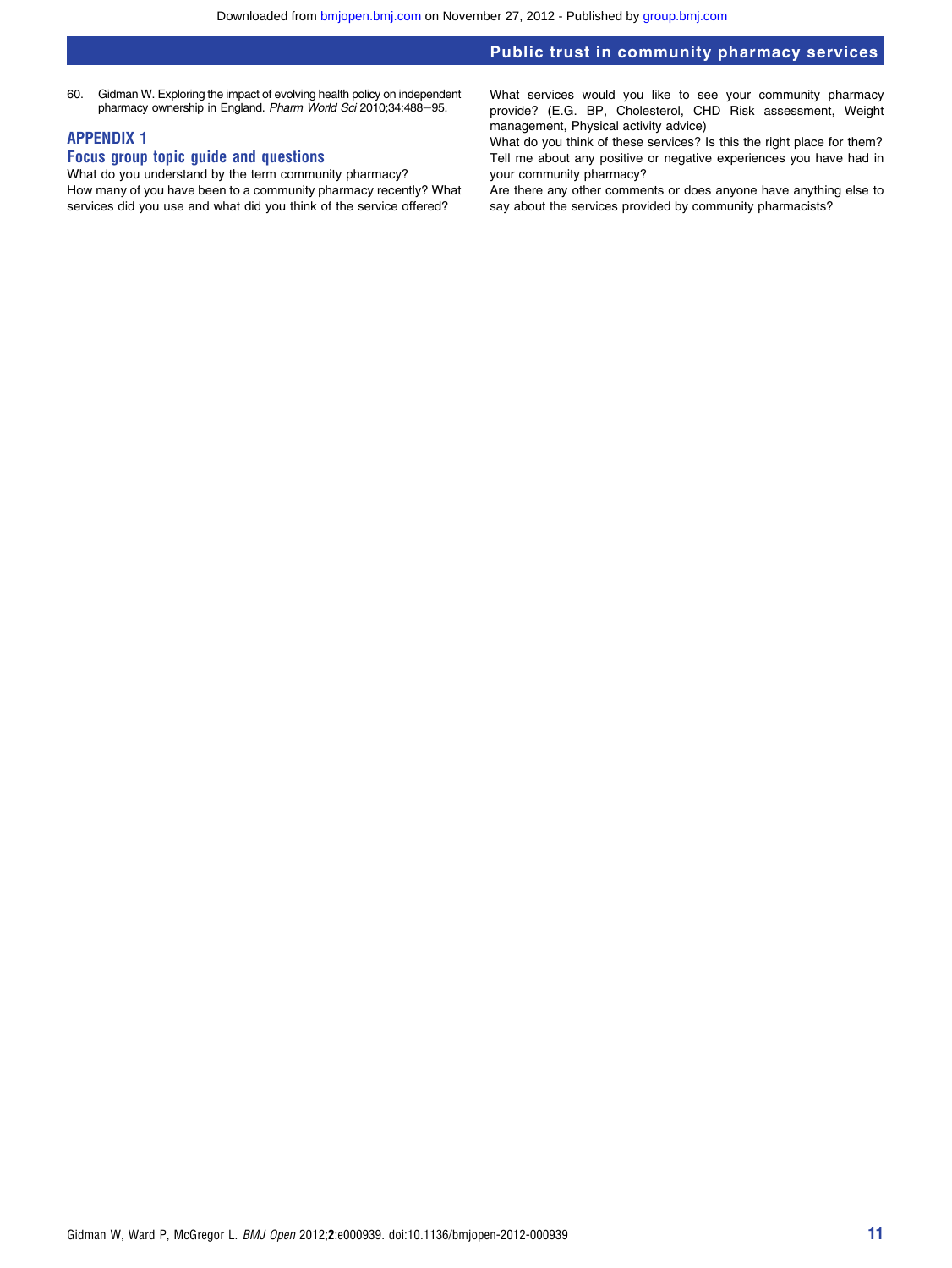60. Gidman W. Exploring the impact of evolving health policy on independent pharmacy ownership in England. *Pharm World Sci* 2010;34:488–95.

## APPENDIX 1

### Focus group topic guide and questions

What do you understand by the term community pharmacy?

How many of you have been to a community pharmacy recently? What services did you use and what did you think of the service offered?

What services would you like to see your community pharmacy provide? (E.G. BP, Cholesterol, CHD Risk assessment, Weight management, Physical activity advice)

What do you think of these services? Is this the right place for them?

Tell me about any positive or negative experiences you have had in your community pharmacy?

Are there any other comments or does anyone have anything else to say about the services provided by community pharmacists?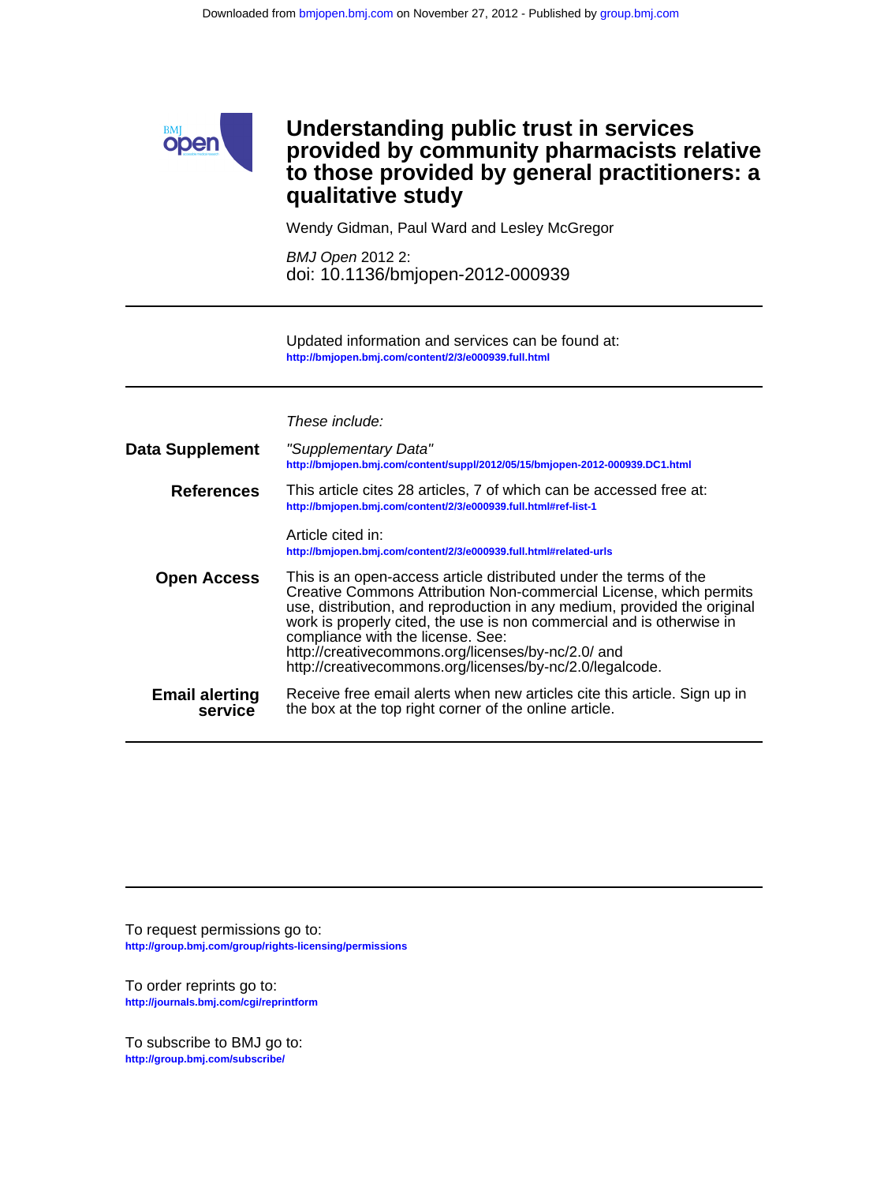# Understanding public trust in services provided by community pharmacists relative to those provided by general practitioners: a qualitative study

Wendy Gidman, Paul Ward and Lesley McGregor

*BMJ Open* 2012 2:
doi: 10.1136/bmjopen-2012-000939

---

Updated information and services can be found at:
http://bmjopen.bmj.com/content/2/3/e000939.full.html

---

*These include:*

**Data Supplement**

"Supplementary Data"
http://bmjopen.bmj.com/content/suppl/2012/05/15/bmjopen-2012-000939.DC1.html

**References**

This article cites 28 articles, 7 of which can be accessed free at:
http://bmjopen.bmj.com/content/2/3/e000939.full.html#ref-list-1

Article cited in:
http://bmjopen.bmj.com/content/2/3/e000939.full.html#related-urls

**Open Access**

This is an open-access article distributed under the terms of the Creative Commons Attribution Non-commercial License, which permits use, distribution, and reproduction in any medium, provided the original work is properly cited, the use is non commercial and is otherwise in compliance with the license. See: http://creativecommons.org/licenses/by-nc/2.0/ and http://creativecommons.org/licenses/by-nc/2.0/legalcode.

**Email alerting service**

Receive free email alerts when new articles cite this article. Sign up in the box at the top right corner of the online article.

---

To request permissions go to:
http://group.bmj.com/group/rights-licensing/permissions

To order reprints go to:
http://journals.bmj.com/cgi/reprintform

To subscribe to BMJ go to:
http://group.bmj.com/subscribe/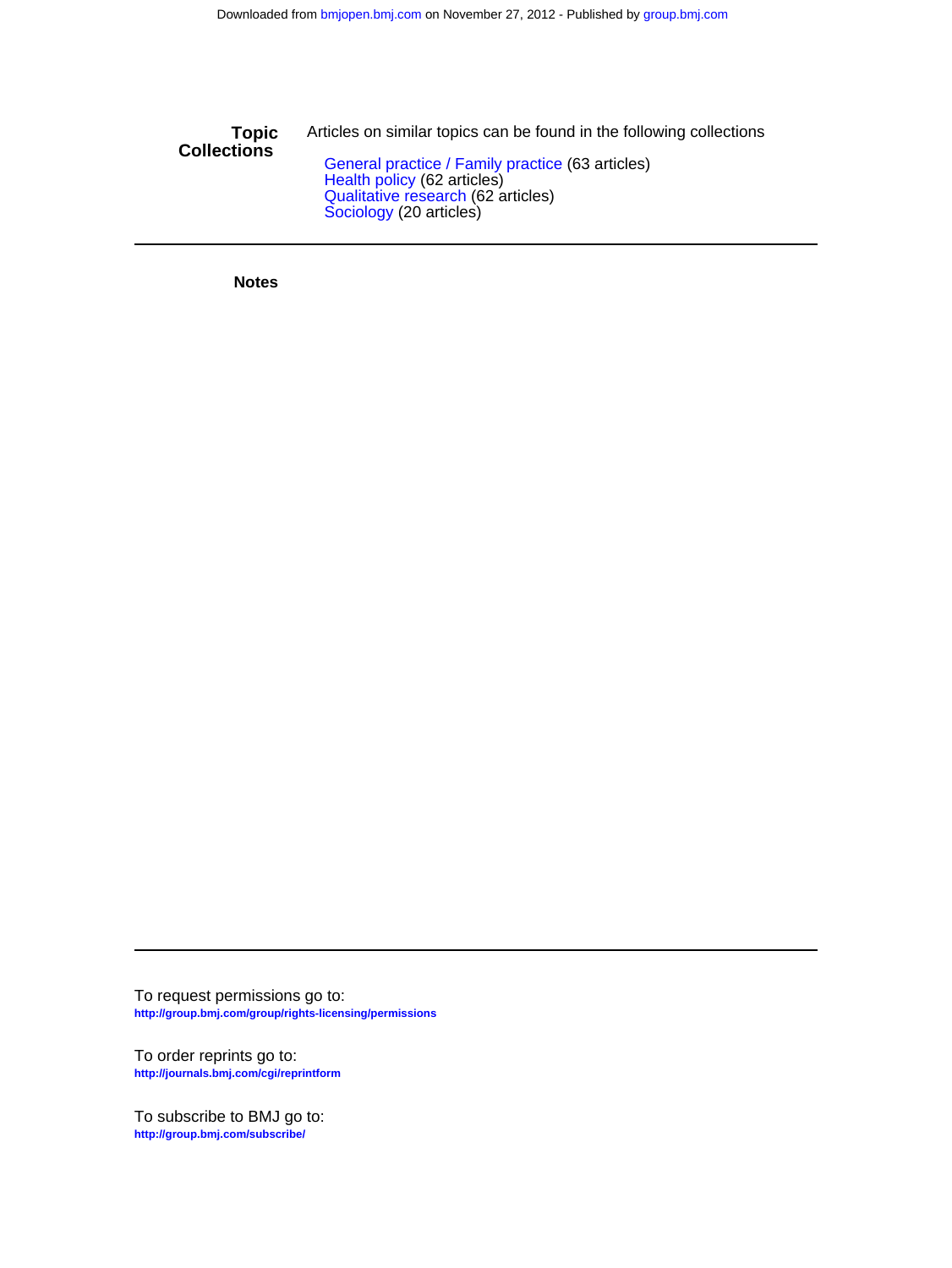**Topic Collections**

Articles on similar topics can be found in the following collections

- General practice / Family practice (63 articles)
- Health policy (62 articles)
- Qualitative research (62 articles)
- Sociology (20 articles)

**Notes**

To request permissions go to:
**http://group.bmj.com/group/rights-licensing/permissions**

To order reprints go to:
**http://journals.bmj.com/cgi/reprintform**

To subscribe to BMJ go to:
**http://group.bmj.com/subscribe/**